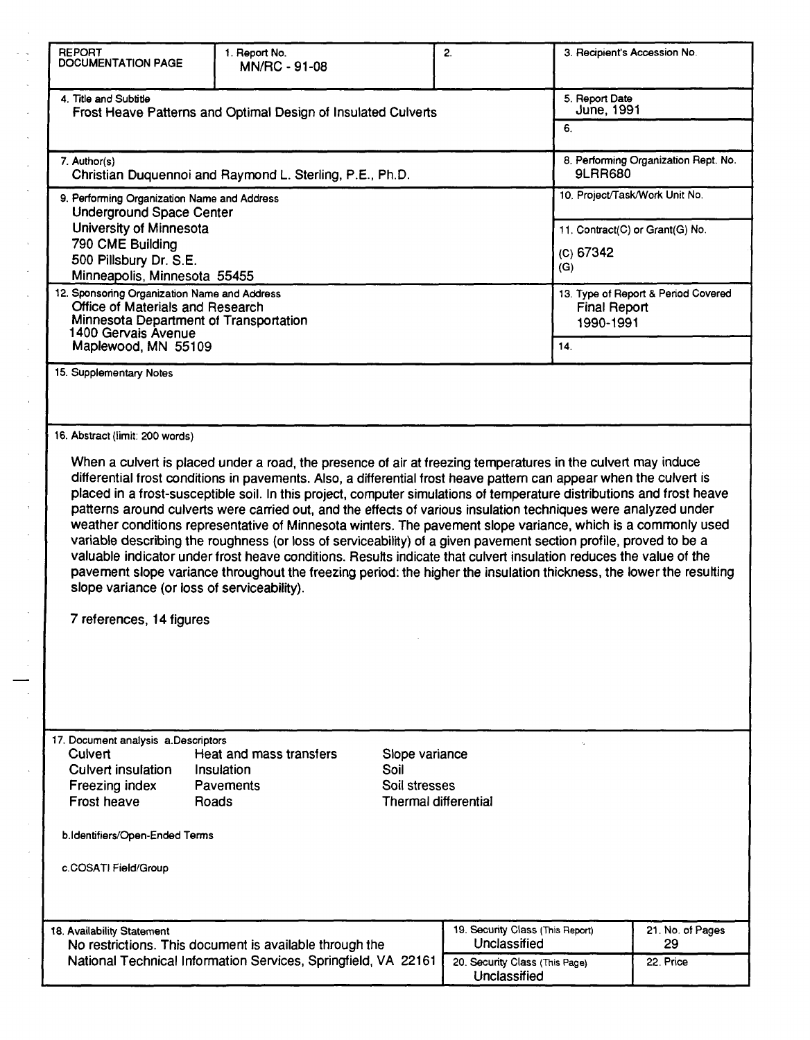| REPORT DOCUMENTATION PAGE | 1. Report No. MN/RC - 91-08 | 2. | 3. Recipient's Accession No. |
|---|---|---|---|
| 4. Title and Subtitle<br>Frost Heave Patterns and Optimal Design of Insulated Culverts | | | 5. Report Date<br>June, 1991 |
| | | | 6. |
| 7. Author(s)<br>Christian Duquennoi and Raymond L. Sterling, P.E., Ph.D. | | | 8. Performing Organization Rept. No.<br>9LRR680 |
| 9. Performing Organization Name and Address<br>Underground Space Center<br>University of Minnesota<br>790 CME Building<br>500 Pillsbury Dr. S.E.<br>Minneapolis, Minnesota 55455 | | | 10. Project/Task/Work Unit No. |
| | | | 11. Contract(C) or Grant(G) No.<br>(C) 67342<br>(G) |
| 12. Sponsoring Organization Name and Address<br>Office of Materials and Research<br>Minnesota Department of Transportation<br>1400 Gervais Avenue<br>Maplewood, MN 55109 | | | 13. Type of Report & Period Covered<br>Final Report<br>1990-1991 |
| | | | 14. |

15. Supplementary Notes

16. Abstract (limit: 200 words)

When a culvert is placed under a road, the presence of air at freezing temperatures in the culvert may induce differential frost conditions in pavements. Also, a differential frost heave pattern can appear when the culvert is placed in a frost-susceptible soil. In this project, computer simulations of temperature distributions and frost heave patterns around culverts were carried out, and the effects of various insulation techniques were analyzed under weather conditions representative of Minnesota winters. The pavement slope variance, which is a commonly used variable describing the roughness (or loss of serviceability) of a given pavement section profile, proved to be a valuable indicator under frost heave conditions. Results indicate that culvert insulation reduces the value of the pavement slope variance throughout the freezing period: the higher the insulation thickness, the lower the resulting slope variance (or loss of serviceability).

7 references, 14 figures

17. Document analysis a.Descriptors

| | | |
|---|---|---|
| Culvert | Heat and mass transfers | Slope variance |
| Culvert insulation | Insulation | Soil |
| Freezing index | Pavements | Soil stresses |
| Frost heave | Roads | Thermal differential |

b.Identifiers/Open-Ended Terms

c.COSATI Field/Group

| 18. Availability Statement | 19. Security Class (This Report) | 21. No. of Pages |
|---|---|---|
| No restrictions. This document is available through the National Technical Information Services, Springfield, VA 22161 | Unclassified | 29 |
| | 20. Security Class (This Page)<br>Unclassified | 22. Price |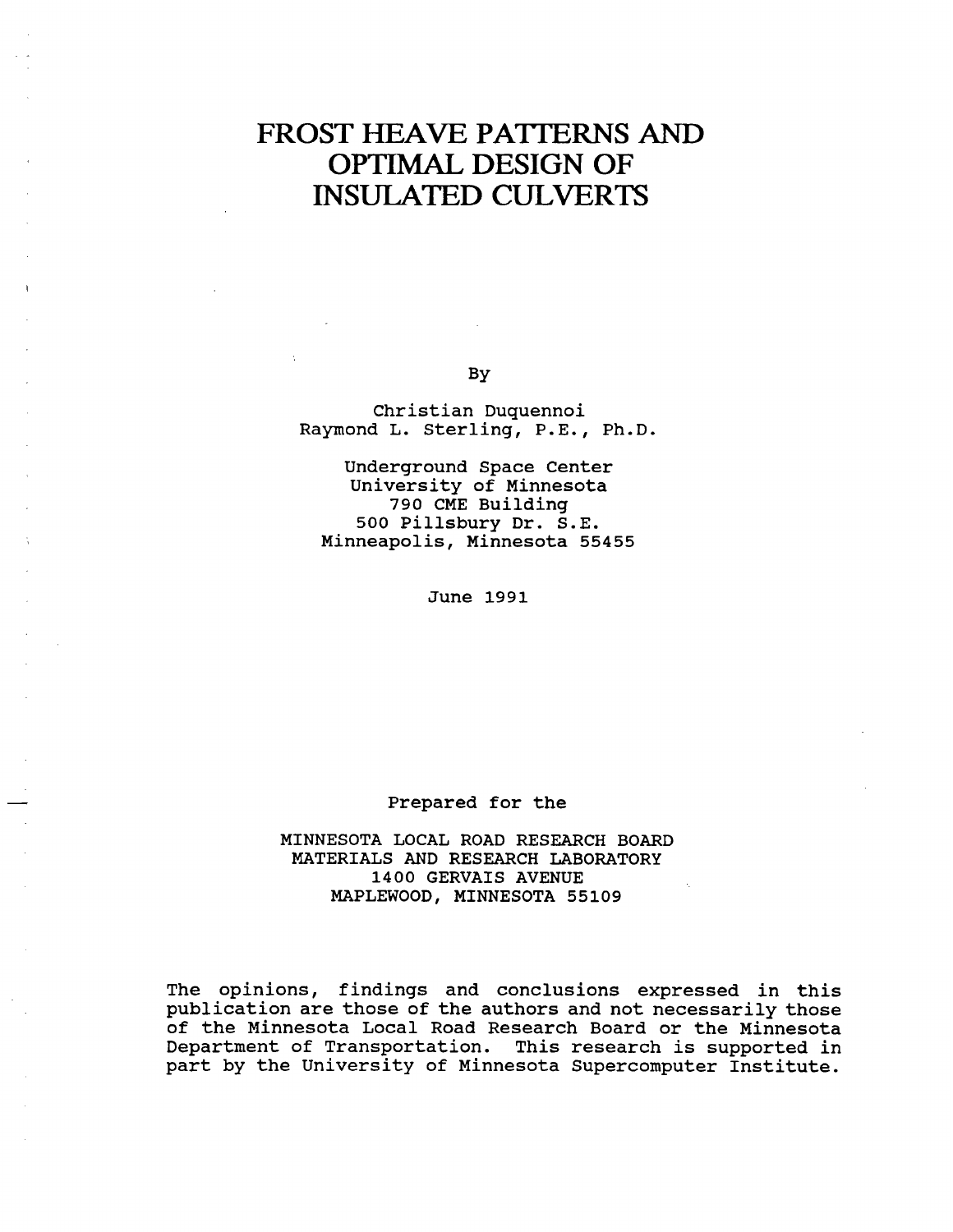# FROST HEAVE PATTERNS AND OPTIMAL DESIGN OF INSULATED CULVERTS

By

Christian Duquennoi
Raymond L. Sterling, P.E., Ph.D.

Underground Space Center
University of Minnesota
790 CME Building
500 Pillsbury Dr. S.E.
Minneapolis, Minnesota 55455

June 1991

Prepared for the

MINNESOTA LOCAL ROAD RESEARCH BOARD
MATERIALS AND RESEARCH LABORATORY
1400 GERVAIS AVENUE
MAPLEWOOD, MINNESOTA 55109

The opinions, findings and conclusions expressed in this publication are those of the authors and not necessarily those of the Minnesota Local Road Research Board or the Minnesota Department of Transportation. This research is supported in part by the University of Minnesota Supercomputer Institute.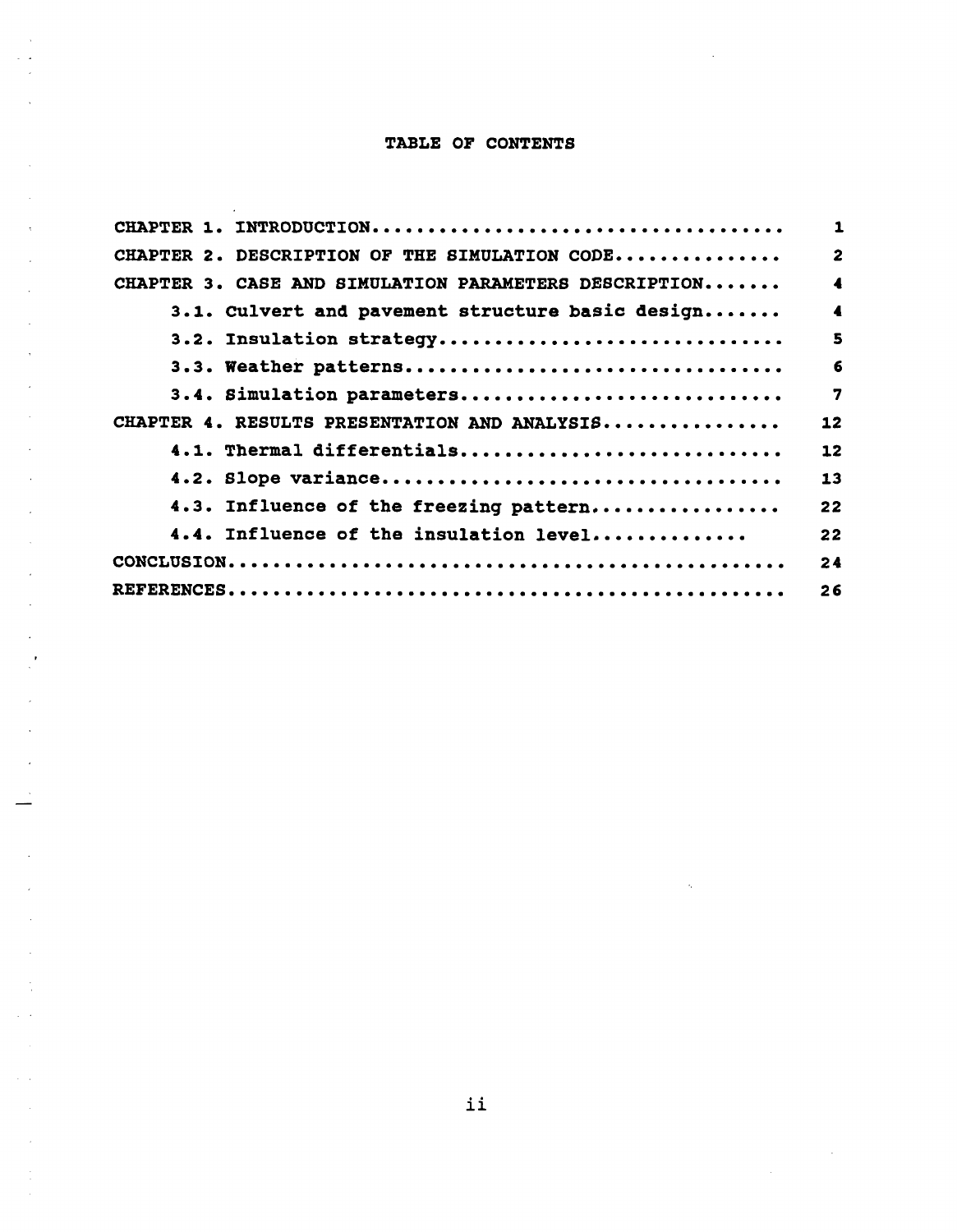# TABLE OF CONTENTS

| | |
|---|---|
| CHAPTER 1. INTRODUCTION.................................... | 1 |
| CHAPTER 2. DESCRIPTION OF THE SIMULATION CODE.............. | 2 |
| CHAPTER 3. CASE AND SIMULATION PARAMETERS DESCRIPTION....... | 4 |
| 3.1. Culvert and pavement structure basic design....... | 4 |
| 3.2. Insulation strategy.............................. | 5 |
| 3.3. Weather patterns................................. | 6 |
| 3.4. Simulation parameters............................ | 7 |
| CHAPTER 4. RESULTS PRESENTATION AND ANALYSIS................ | 12 |
| 4.1. Thermal differentials............................ | 12 |
| 4.2. Slope variance................................... | 13 |
| 4.3. Influence of the freezing pattern................ | 22 |
| 4.4. Influence of the insulation level............. | 22 |
| CONCLUSION.................................................. | 24 |
| REFERENCES.................................................. | 26 |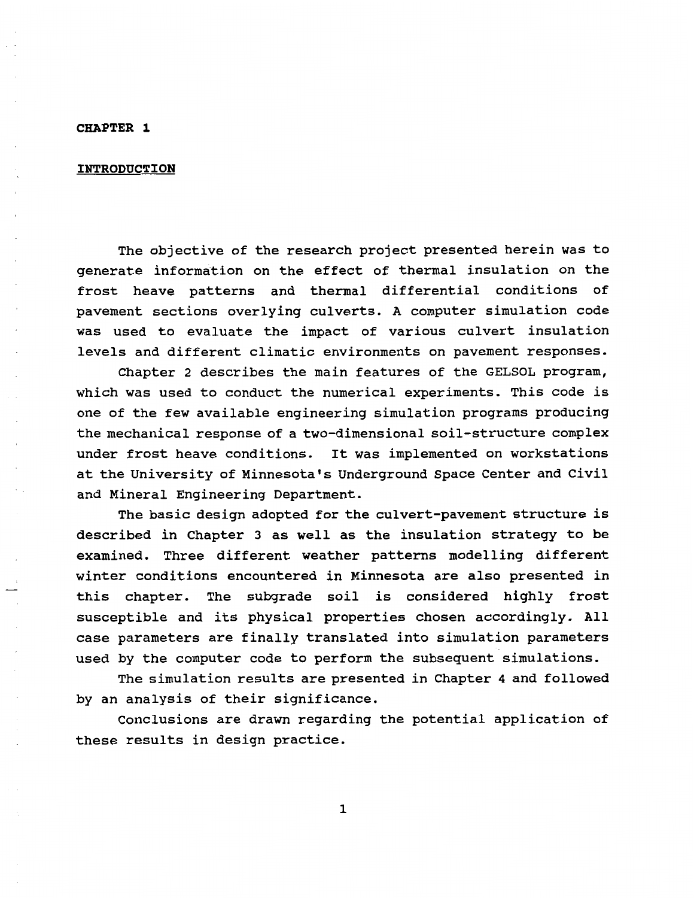# CHAPTER 1

## INTRODUCTION

The objective of the research project presented herein was to generate information on the effect of thermal insulation on the frost heave patterns and thermal differential conditions of pavement sections overlying culverts. A computer simulation code was used to evaluate the impact of various culvert insulation levels and different climatic environments on pavement responses.

Chapter 2 describes the main features of the GELSOL program, which was used to conduct the numerical experiments. This code is one of the few available engineering simulation programs producing the mechanical response of a two-dimensional soil-structure complex under frost heave conditions. It was implemented on workstations at the University of Minnesota's Underground Space Center and Civil and Mineral Engineering Department.

The basic design adopted for the culvert-pavement structure is described in Chapter 3 as well as the insulation strategy to be examined. Three different weather patterns modelling different winter conditions encountered in Minnesota are also presented in this chapter. The subgrade soil is considered highly frost susceptible and its physical properties chosen accordingly. All case parameters are finally translated into simulation parameters used by the computer code to perform the subsequent simulations.

The simulation results are presented in Chapter 4 and followed by an analysis of their significance.

Conclusions are drawn regarding the potential application of these results in design practice.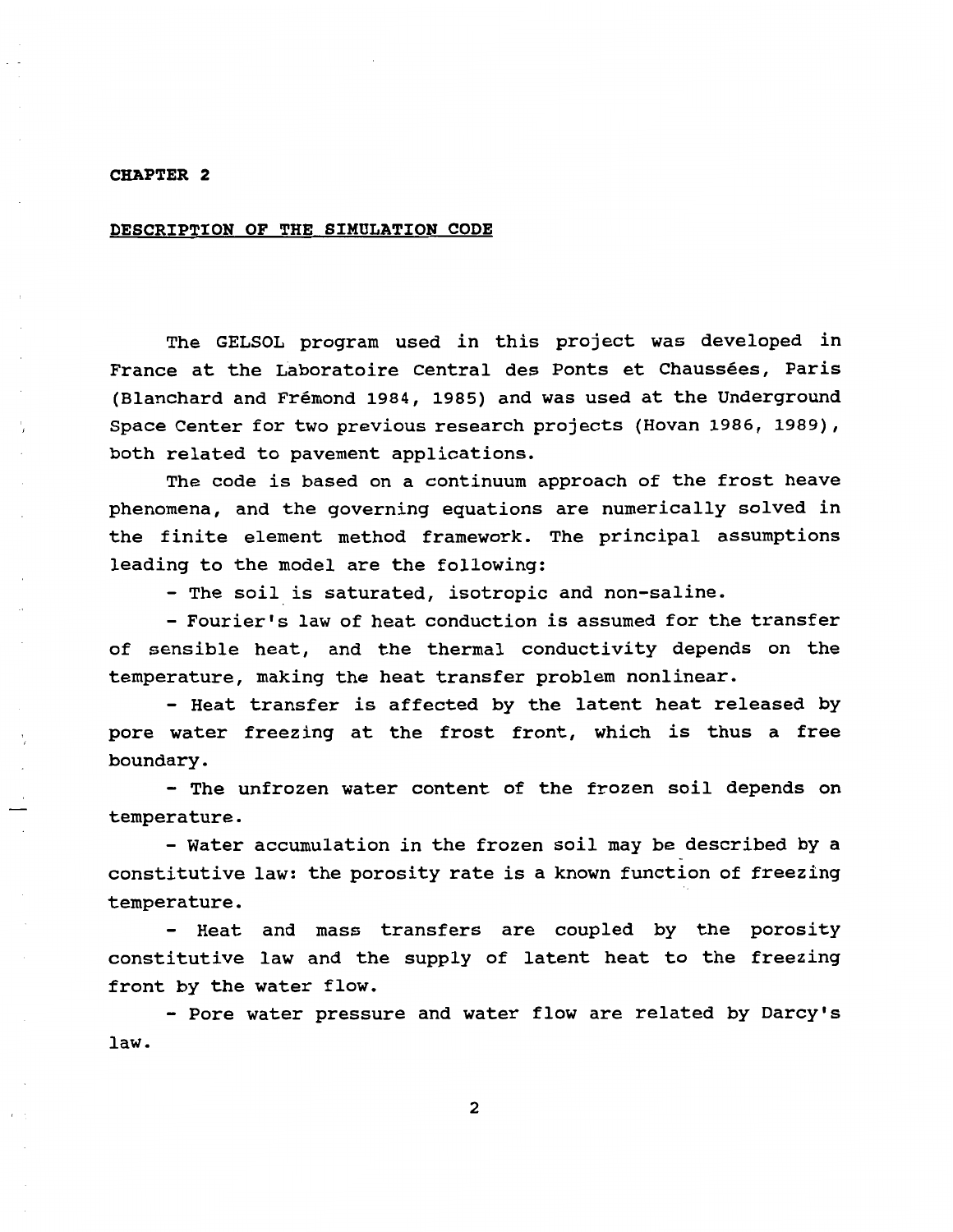## CHAPTER 2

## DESCRIPTION OF THE SIMULATION CODE

The GELSOL program used in this project was developed in France at the Laboratoire Central des Ponts et Chaussées, Paris (Blanchard and Frémond 1984, 1985) and was used at the Underground Space Center for two previous research projects (Hovan 1986, 1989), both related to pavement applications.

The code is based on a continuum approach of the frost heave phenomena, and the governing equations are numerically solved in the finite element method framework. The principal assumptions leading to the model are the following:

- The soil is saturated, isotropic and non-saline.
- Fourier's law of heat conduction is assumed for the transfer of sensible heat, and the thermal conductivity depends on the temperature, making the heat transfer problem nonlinear.
- Heat transfer is affected by the latent heat released by pore water freezing at the frost front, which is thus a free boundary.
- The unfrozen water content of the frozen soil depends on temperature.
- Water accumulation in the frozen soil may be described by a constitutive law: the porosity rate is a known function of freezing temperature.
- Heat and mass transfers are coupled by the porosity constitutive law and the supply of latent heat to the freezing front by the water flow.
- Pore water pressure and water flow are related by Darcy's law.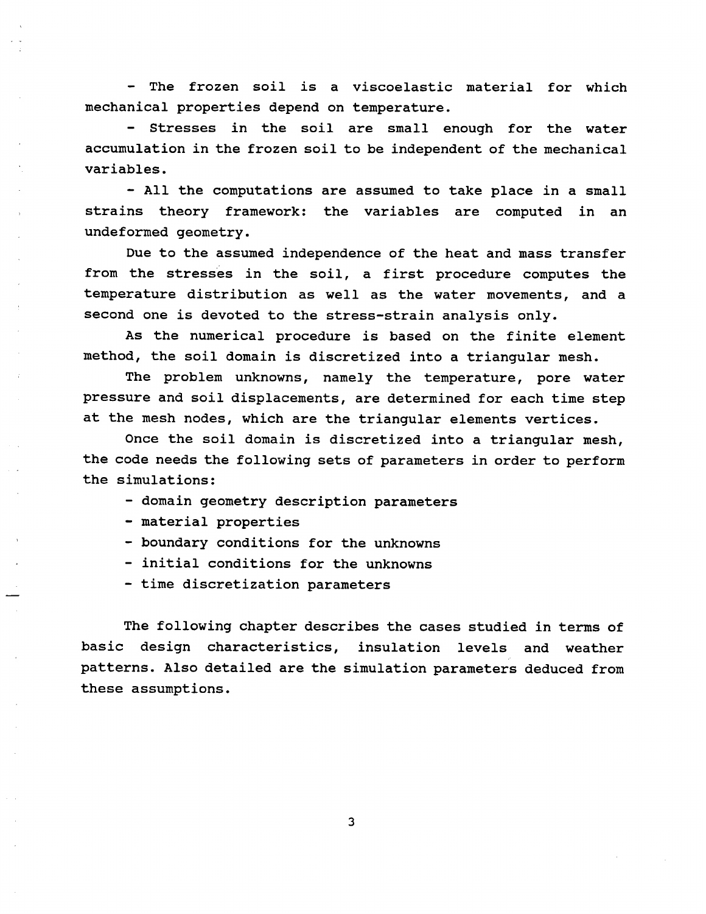- The frozen soil is a viscoelastic material for which mechanical properties depend on temperature.

- Stresses in the soil are small enough for the water accumulation in the frozen soil to be independent of the mechanical variables.

- All the computations are assumed to take place in a small strains theory framework: the variables are computed in an undeformed geometry.

Due to the assumed independence of the heat and mass transfer from the stresses in the soil, a first procedure computes the temperature distribution as well as the water movements, and a second one is devoted to the stress-strain analysis only.

As the numerical procedure is based on the finite element method, the soil domain is discretized into a triangular mesh.

The problem unknowns, namely the temperature, pore water pressure and soil displacements, are determined for each time step at the mesh nodes, which are the triangular elements vertices.

Once the soil domain is discretized into a triangular mesh, the code needs the following sets of parameters in order to perform the simulations:

- domain geometry description parameters
- material properties
- boundary conditions for the unknowns
- initial conditions for the unknowns
- time discretization parameters

The following chapter describes the cases studied in terms of basic design characteristics, insulation levels and weather patterns. Also detailed are the simulation parameters deduced from these assumptions.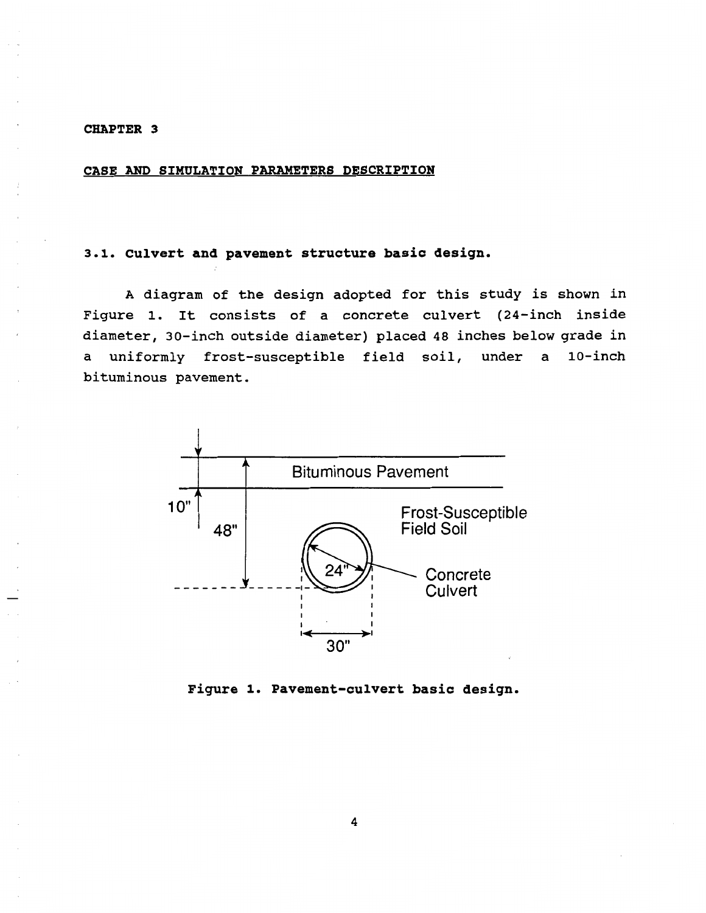# CHAPTER 3

## CASE AND SIMULATION PARAMETERS DESCRIPTION

### 3.1. Culvert and pavement structure basic design.

A diagram of the design adopted for this study is shown in Figure 1. It consists of a concrete culvert (24-inch inside diameter, 30-inch outside diameter) placed 48 inches below grade in a uniformly frost-susceptible field soil, under a 10-inch bituminous pavement.

**Figure 1. Pavement-culvert basic design.**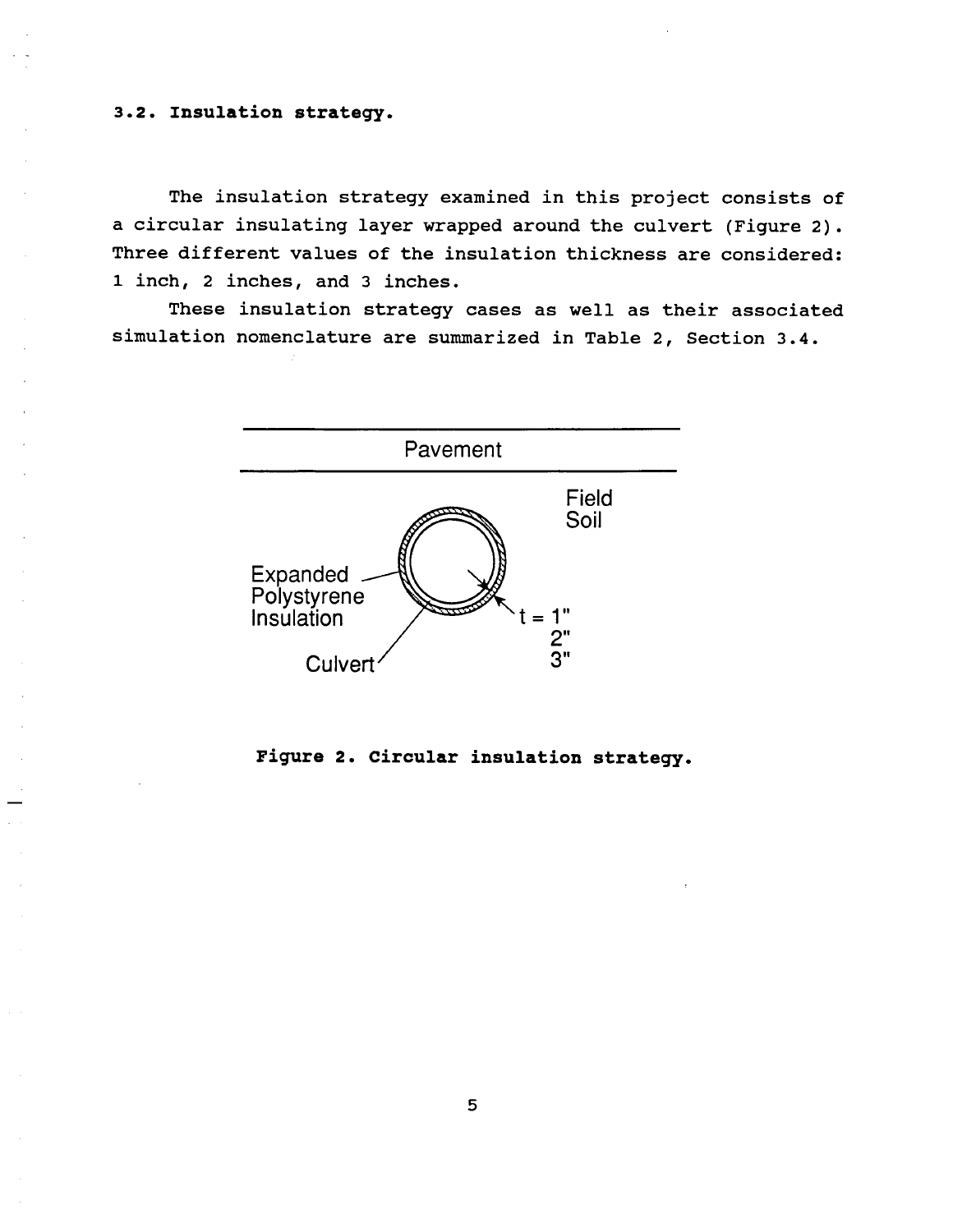### 3.2. Insulation strategy.

The insulation strategy examined in this project consists of a circular insulating layer wrapped around the culvert (Figure 2). Three different values of the insulation thickness are considered: 1 inch, 2 inches, and 3 inches.

These insulation strategy cases as well as their associated simulation nomenclature are summarized in Table 2, Section 3.4.

Pavement

Field Soil

Expanded Polystyrene Insulation

Culvert

t = 1"
2"
3"

**Figure 2. Circular insulation strategy.**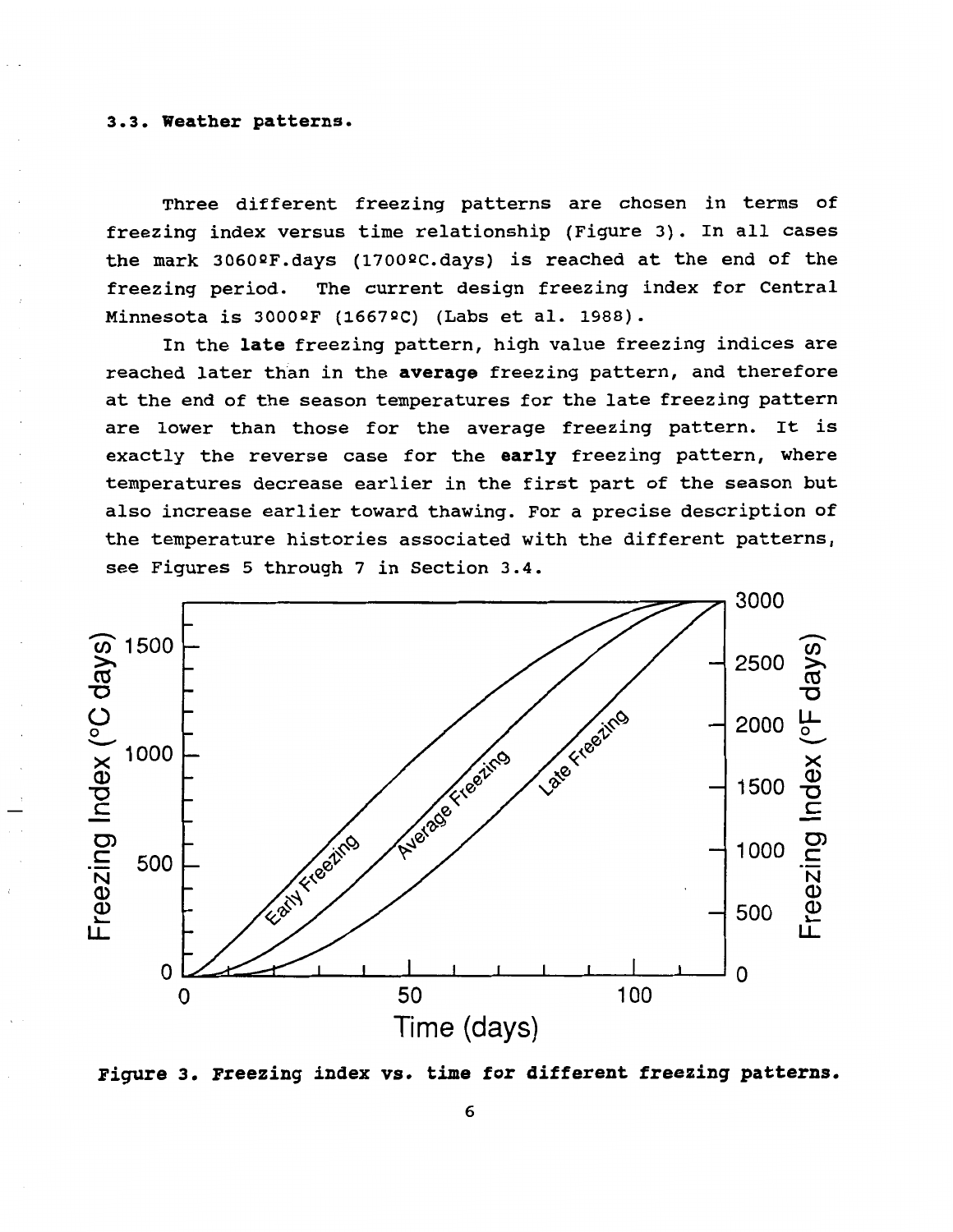### 3.3. Weather patterns.

Three different freezing patterns are chosen in terms of freezing index versus time relationship (Figure 3). In all cases the mark 3060ºF.days (1700ºC.days) is reached at the end of the freezing period. The current design freezing index for Central Minnesota is 3000ºF (1667ºC) (Labs et al. 1988).

In the **late** freezing pattern, high value freezing indices are reached later than in the **average** freezing pattern, and therefore at the end of the season temperatures for the late freezing pattern are lower than those for the average freezing pattern. It is exactly the reverse case for the **early** freezing pattern, where temperatures decrease earlier in the first part of the season but also increase earlier toward thawing. For a precise description of the temperature histories associated with the different patterns, see Figures 5 through 7 in Section 3.4.

**Figure 3. Freezing index vs. time for different freezing patterns.**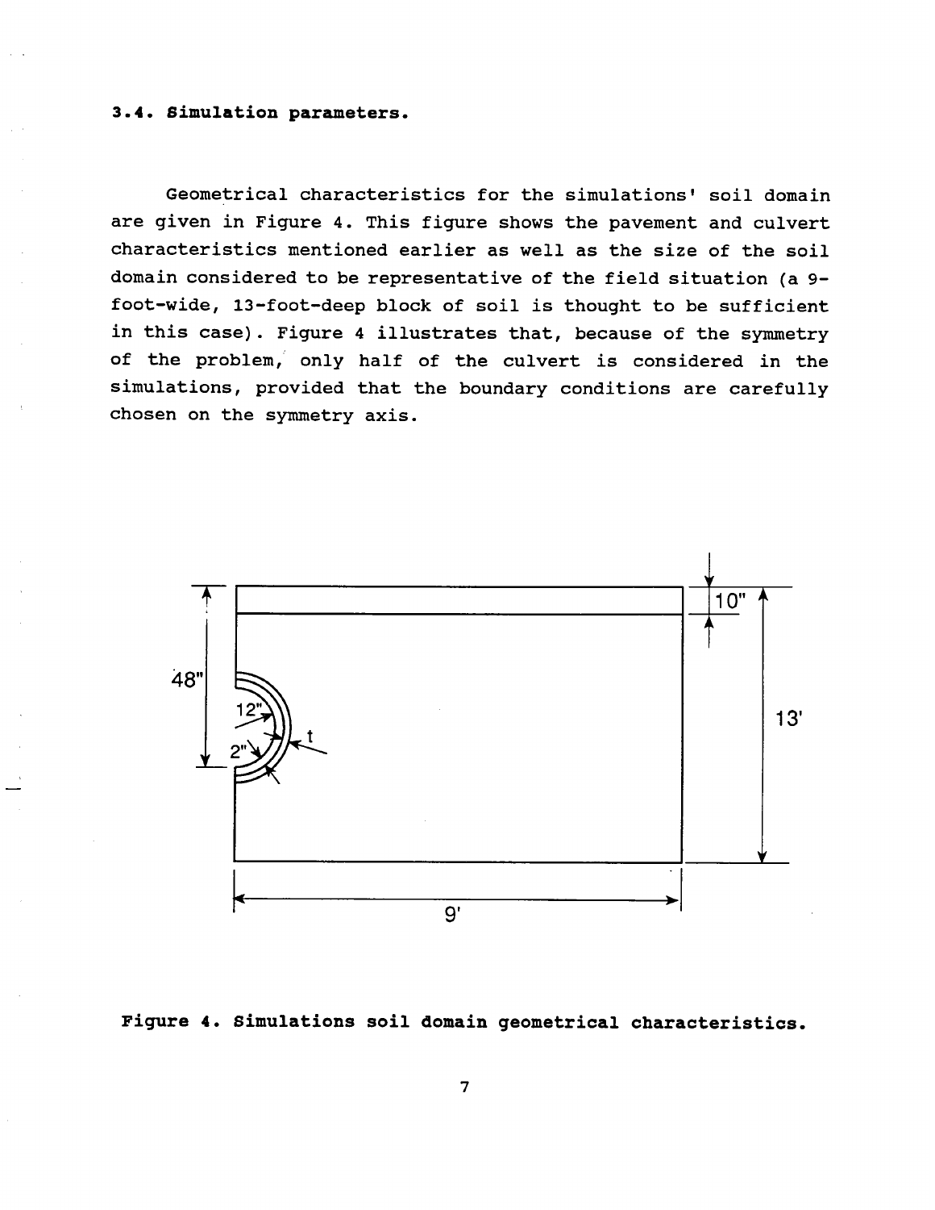### 3.4. Simulation parameters.

Geometrical characteristics for the simulations' soil domain are given in Figure 4. This figure shows the pavement and culvert characteristics mentioned earlier as well as the size of the soil domain considered to be representative of the field situation (a 9-foot-wide, 13-foot-deep block of soil is thought to be sufficient in this case). Figure 4 illustrates that, because of the symmetry of the problem, only half of the culvert is considered in the simulations, provided that the boundary conditions are carefully chosen on the symmetry axis.

**Figure 4. Simulations soil domain geometrical characteristics.**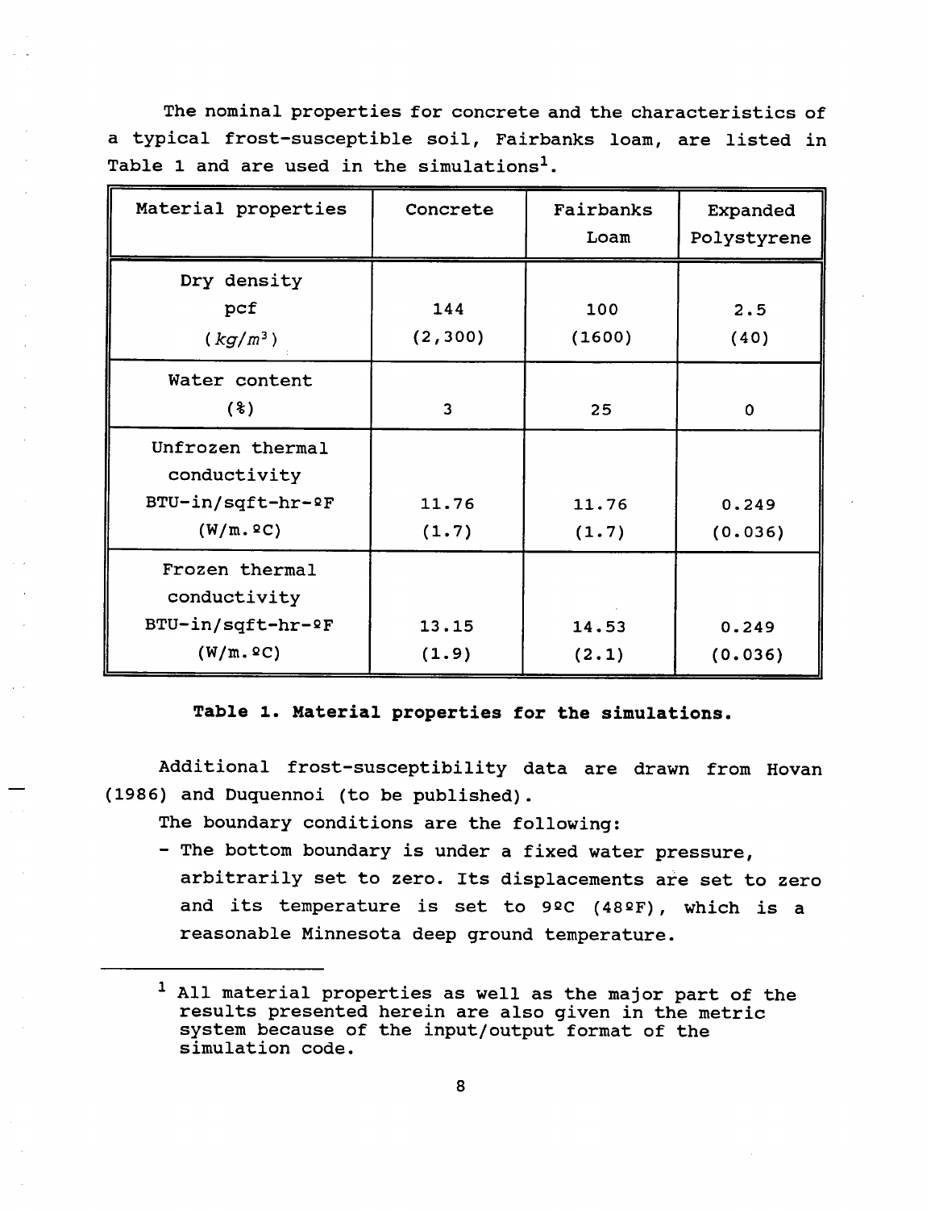The nominal properties for concrete and the characteristics of a typical frost-susceptible soil, Fairbanks loam, are listed in Table 1 and are used in the simulations[1].

| Material properties | Concrete | Fairbanks Loam | Expanded Polystyrene |
|---|---|---|---|
| Dry density pcf ($kg/m^3$) | 144 (2,300) | 100 (1600) | 2.5 (40) |
| Water content (%) | 3 | 25 | 0 |
| Unfrozen thermal conductivity BTU-in/sqft-hr-ºF (W/m.ºC) | 11.76 (1.7) | 11.76 (1.7) | 0.249 (0.036) |
| Frozen thermal conductivity BTU-in/sqft-hr-ºF (W/m.ºC) | 13.15 (1.9) | 14.53 (2.1) | 0.249 (0.036) |

**Table 1. Material properties for the simulations.**

Additional frost-susceptibility data are drawn from Hovan (1986) and Duquennoi (to be published).

The boundary conditions are the following:

- The bottom boundary is under a fixed water pressure, arbitrarily set to zero. Its displacements are set to zero and its temperature is set to 9ºC (48ºF), which is a reasonable Minnesota deep ground temperature.

[1] All material properties as well as the major part of the results presented herein are also given in the metric system because of the input/output format of the simulation code.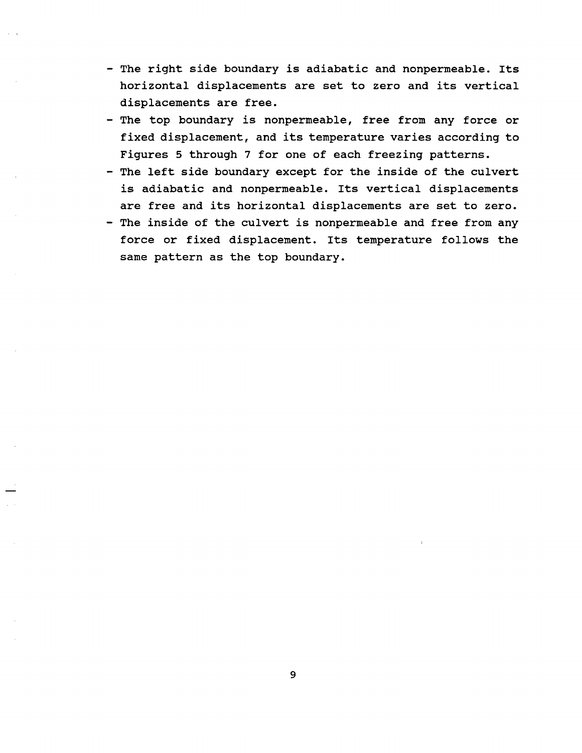- The right side boundary is adiabatic and nonpermeable. Its horizontal displacements are set to zero and its vertical displacements are free.
- The top boundary is nonpermeable, free from any force or fixed displacement, and its temperature varies according to Figures 5 through 7 for one of each freezing patterns.
- The left side boundary except for the inside of the culvert is adiabatic and nonpermeable. Its vertical displacements are free and its horizontal displacements are set to zero.
- The inside of the culvert is nonpermeable and free from any force or fixed displacement. Its temperature follows the same pattern as the top boundary.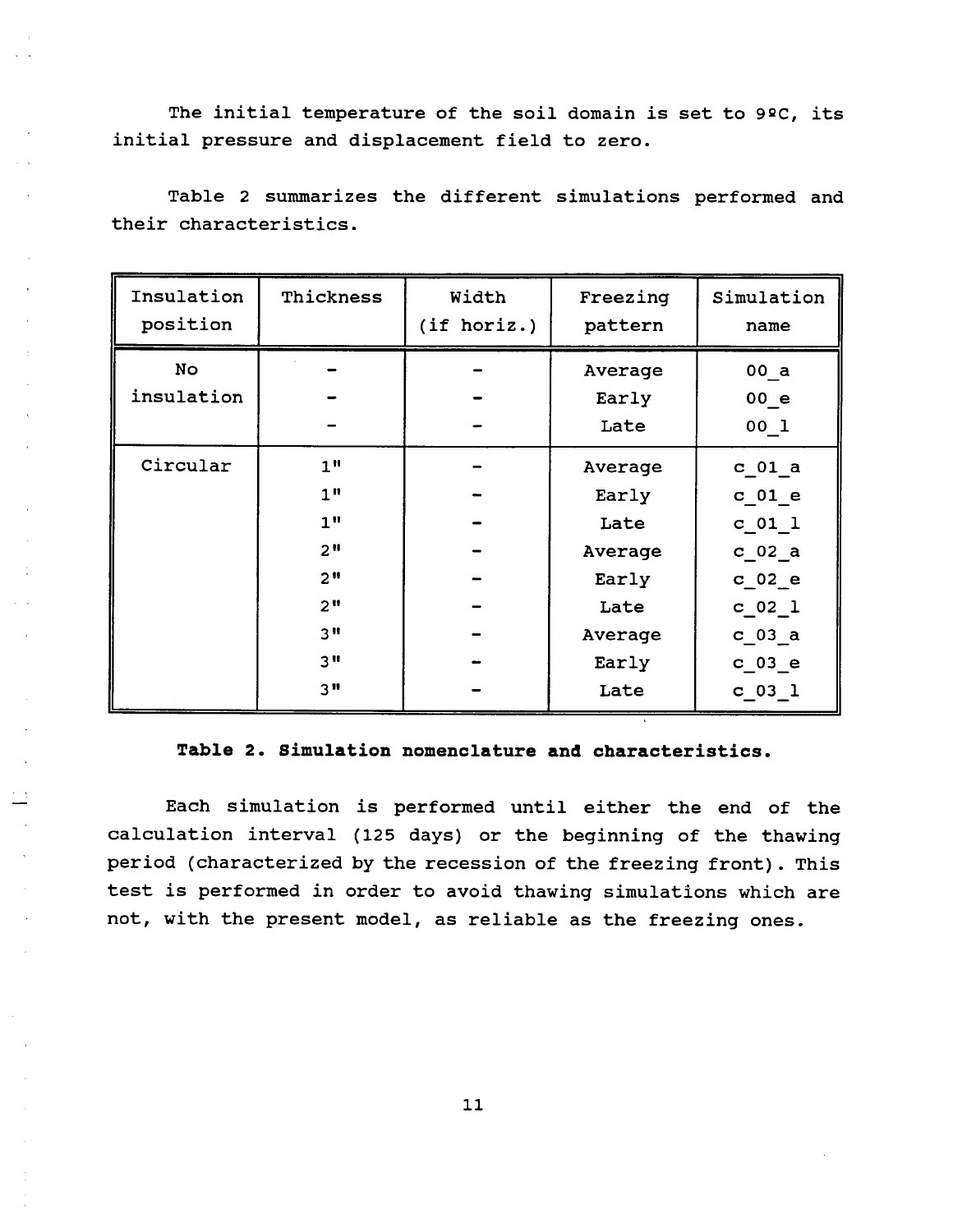The initial temperature of the soil domain is set to 9ºC, its initial pressure and displacement field to zero.

Table 2 summarizes the different simulations performed and their characteristics.

| Insulation position | Thickness | Width (if horiz.) | Freezing pattern | Simulation name |
|---|---|---|---|---|
| No insulation | - | - | Average | 00_a |
| | - | - | Early | 00_e |
| | - | - | Late | 00_l |
| Circular | 1" | - | Average | c_01_a |
| | 1" | - | Early | c_01_e |
| | 1" | - | Late | c_01_l |
| | 2" | - | Average | c_02_a |
| | 2" | - | Early | c_02_e |
| | 2" | - | Late | c_02_l |
| | 3" | - | Average | c_03_a |
| | 3" | - | Early | c_03_e |
| | 3" | - | Late | c_03_l |

**Table 2. Simulation nomenclature and characteristics.**

Each simulation is performed until either the end of the calculation interval (125 days) or the beginning of the thawing period (characterized by the recession of the freezing front). This test is performed in order to avoid thawing simulations which are not, with the present model, as reliable as the freezing ones.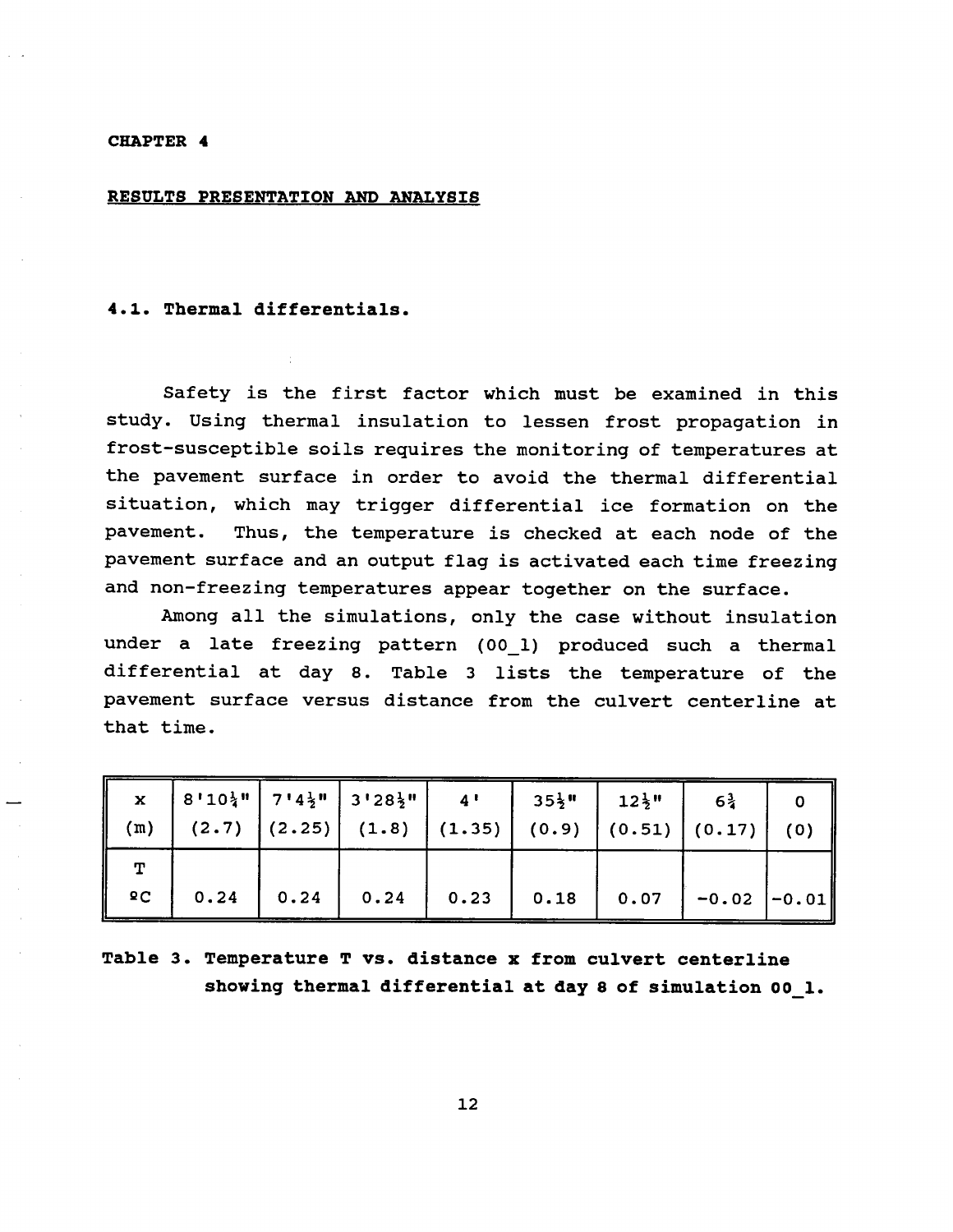# CHAPTER 4

## RESULTS PRESENTATION AND ANALYSIS

### 4.1. Thermal differentials.

Safety is the first factor which must be examined in this study. Using thermal insulation to lessen frost propagation in frost-susceptible soils requires the monitoring of temperatures at the pavement surface in order to avoid the thermal differential situation, which may trigger differential ice formation on the pavement. Thus, the temperature is checked at each node of the pavement surface and an output flag is activated each time freezing and non-freezing temperatures appear together on the surface.

Among all the simulations, only the case without insulation under a late freezing pattern (00_1) produced such a thermal differential at day 8. Table 3 lists the temperature of the pavement surface versus distance from the culvert centerline at that time.

| x (m) | 8'10¼" (2.7) | 7'4½" (2.25) | 3'28½" (1.8) | 4' (1.35) | 35½" (0.9) | 12½" (0.51) | 6¾ (0.17) | 0 (0) |
|---|---|---|---|---|---|---|---|---|
| T ºC | 0.24 | 0.24 | 0.24 | 0.23 | 0.18 | 0.07 | -0.02 | -0.01 |

**Table 3. Temperature T vs. distance x from culvert centerline showing thermal differential at day 8 of simulation 00_1.**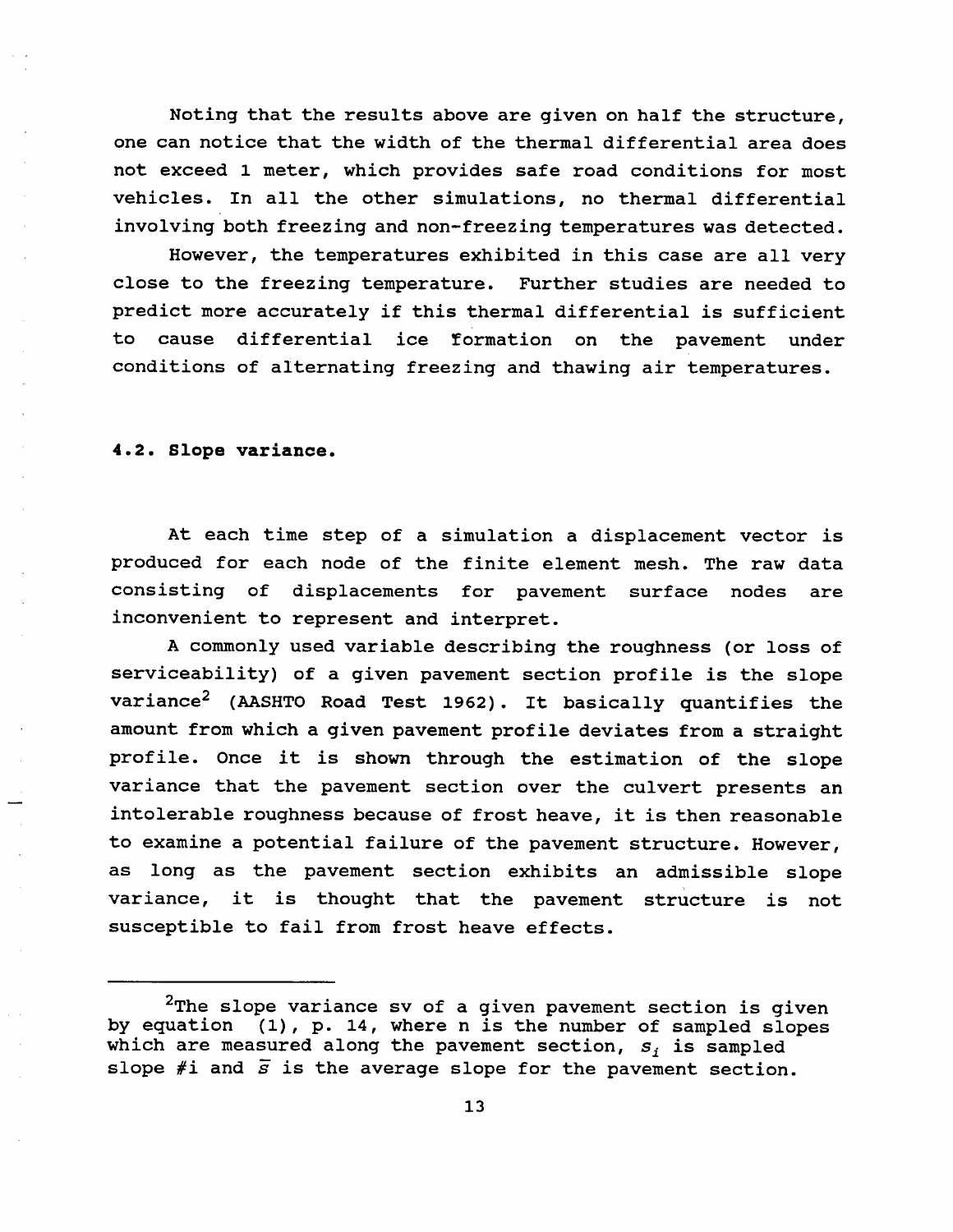Noting that the results above are given on half the structure, one can notice that the width of the thermal differential area does not exceed 1 meter, which provides safe road conditions for most vehicles. In all the other simulations, no thermal differential involving both freezing and non-freezing temperatures was detected.

However, the temperatures exhibited in this case are all very close to the freezing temperature. Further studies are needed to predict more accurately if this thermal differential is sufficient to cause differential ice formation on the pavement under conditions of alternating freezing and thawing air temperatures.

### 4.2. Slope variance.

At each time step of a simulation a displacement vector is produced for each node of the finite element mesh. The raw data consisting of displacements for pavement surface nodes are inconvenient to represent and interpret.

A commonly used variable describing the roughness (or loss of serviceability) of a given pavement section profile is the slope variance[2] (AASHTO Road Test 1962). It basically quantifies the amount from which a given pavement profile deviates from a straight profile. Once it is shown through the estimation of the slope variance that the pavement section over the culvert presents an intolerable roughness because of frost heave, it is then reasonable to examine a potential failure of the pavement structure. However, as long as the pavement section exhibits an admissible slope variance, it is thought that the pavement structure is not susceptible to fail from frost heave effects.

---

[2]The slope variance sv of a given pavement section is given by equation (1), p. 14, where n is the number of sampled slopes which are measured along the pavement section, $s_i$ is sampled slope #i and $\bar{s}$ is the average slope for the pavement section.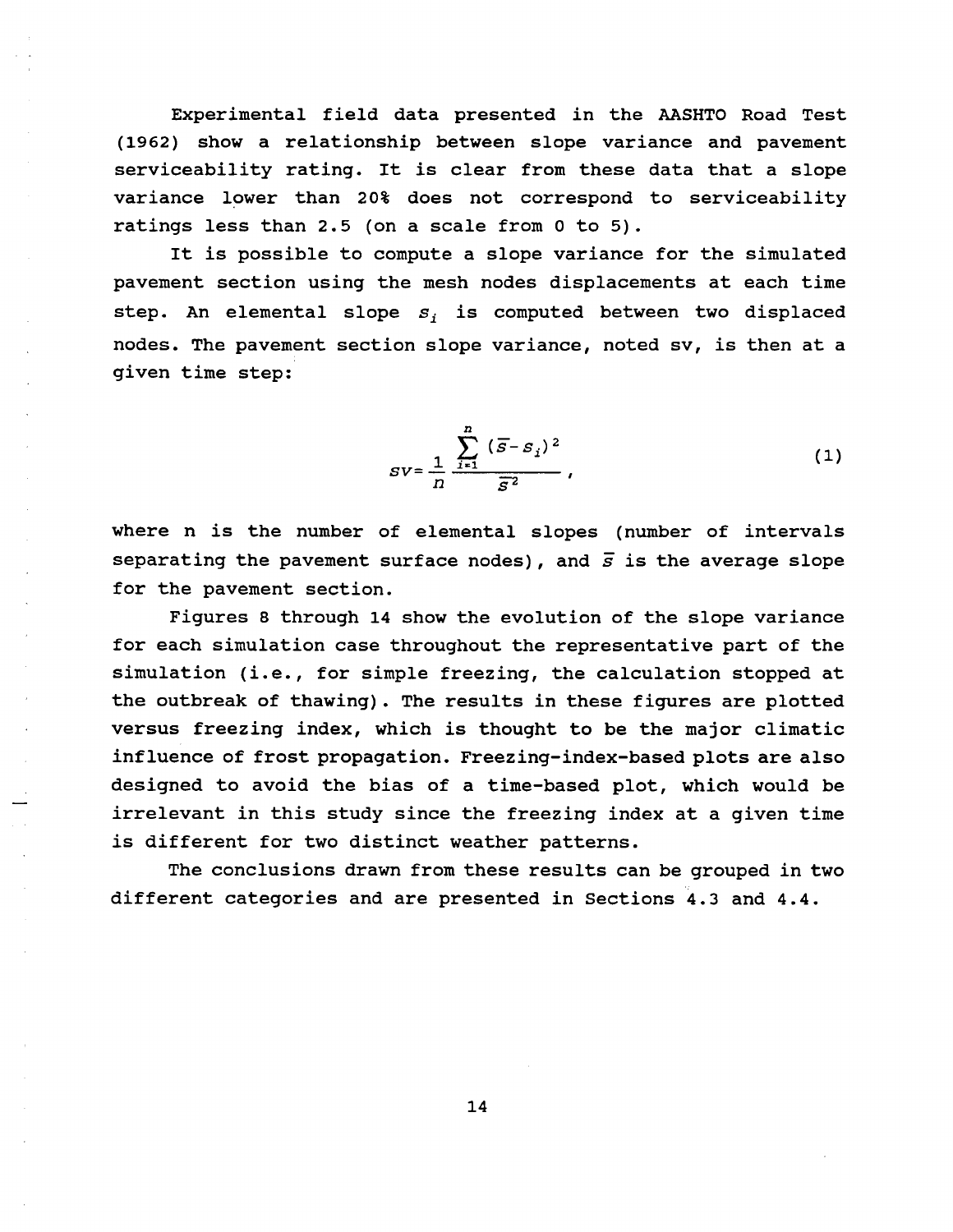Experimental field data presented in the AASHTO Road Test (1962) show a relationship between slope variance and pavement serviceability rating. It is clear from these data that a slope variance lower than 20% does not correspond to serviceability ratings less than 2.5 (on a scale from 0 to 5).

It is possible to compute a slope variance for the simulated pavement section using the mesh nodes displacements at each time step. An elemental slope $s_i$ is computed between two displaced nodes. The pavement section slope variance, noted sv, is then at a given time step:

$$sv = \frac{1}{n} \frac{\sum_{i=1}^{n} (\bar{s} - s_i)^2}{\bar{s}^2}, \tag{1}$$

where n is the number of elemental slopes (number of intervals separating the pavement surface nodes), and $\bar{s}$ is the average slope for the pavement section.

Figures 8 through 14 show the evolution of the slope variance for each simulation case throughout the representative part of the simulation (i.e., for simple freezing, the calculation stopped at the outbreak of thawing). The results in these figures are plotted versus freezing index, which is thought to be the major climatic influence of frost propagation. Freezing-index-based plots are also designed to avoid the bias of a time-based plot, which would be irrelevant in this study since the freezing index at a given time is different for two distinct weather patterns.

The conclusions drawn from these results can be grouped in two different categories and are presented in Sections 4.3 and 4.4.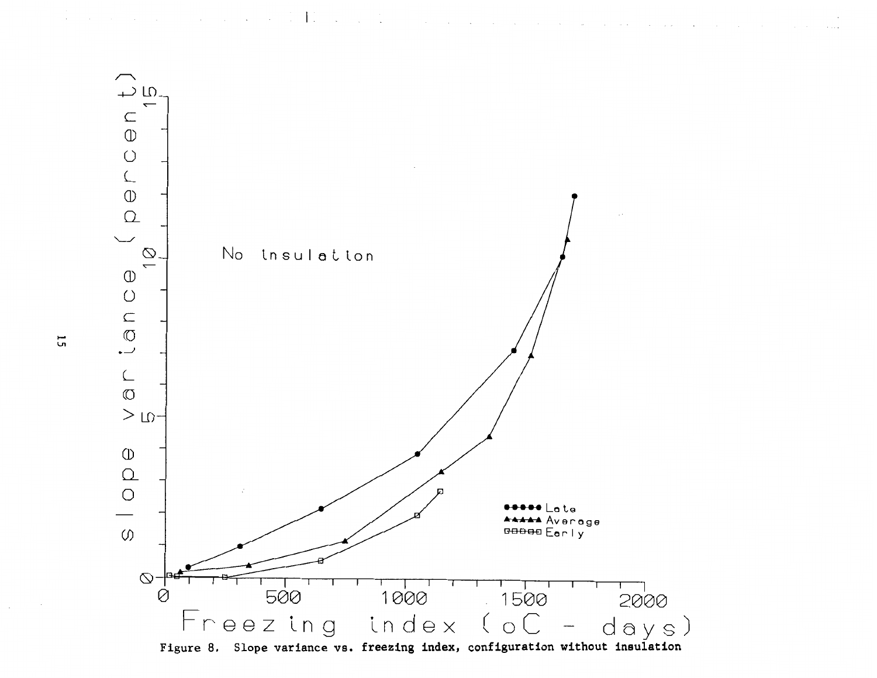Figure 8. Slope variance vs. freezing index, configuration without insulation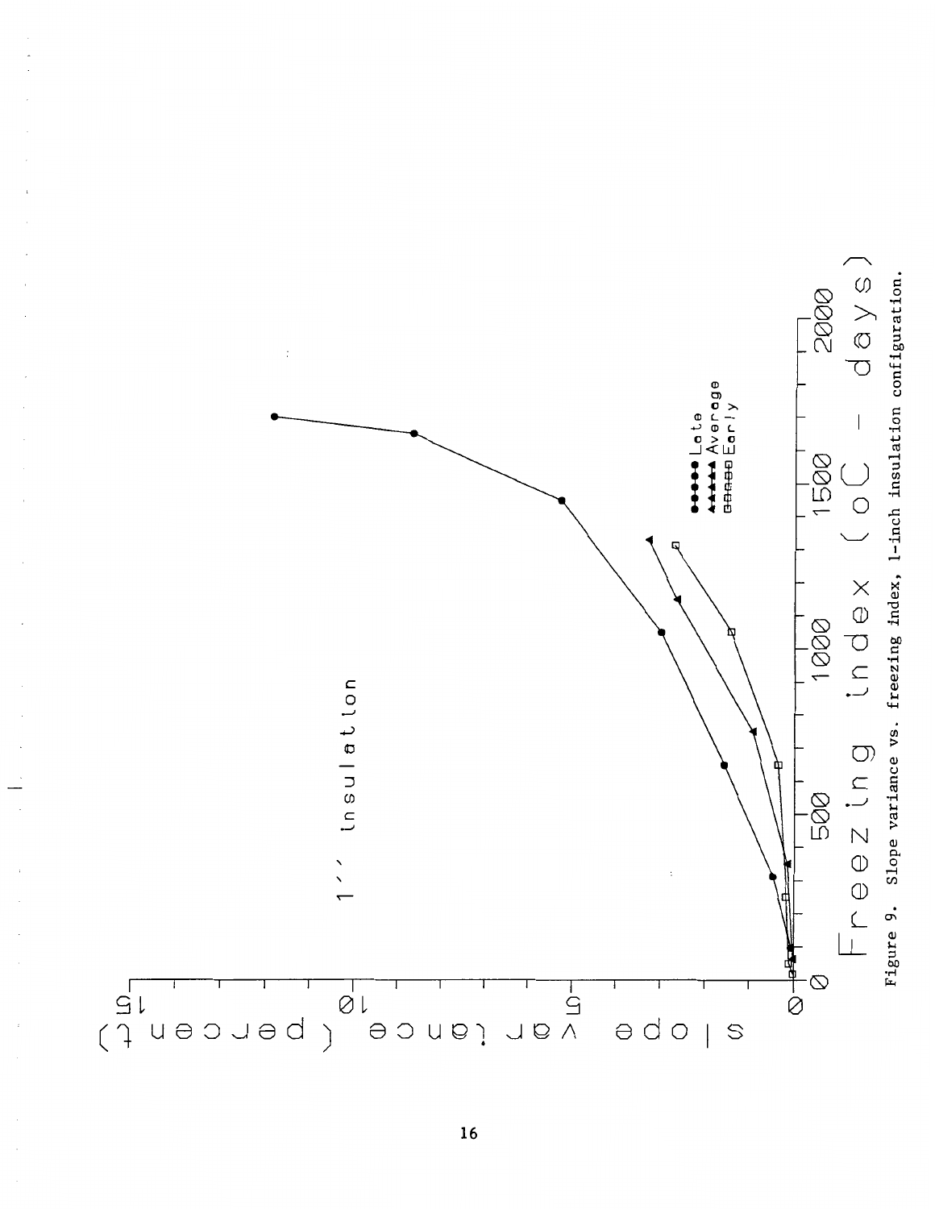Figure 9. Slope variance vs. freezing index, 1-inch insulation configuration.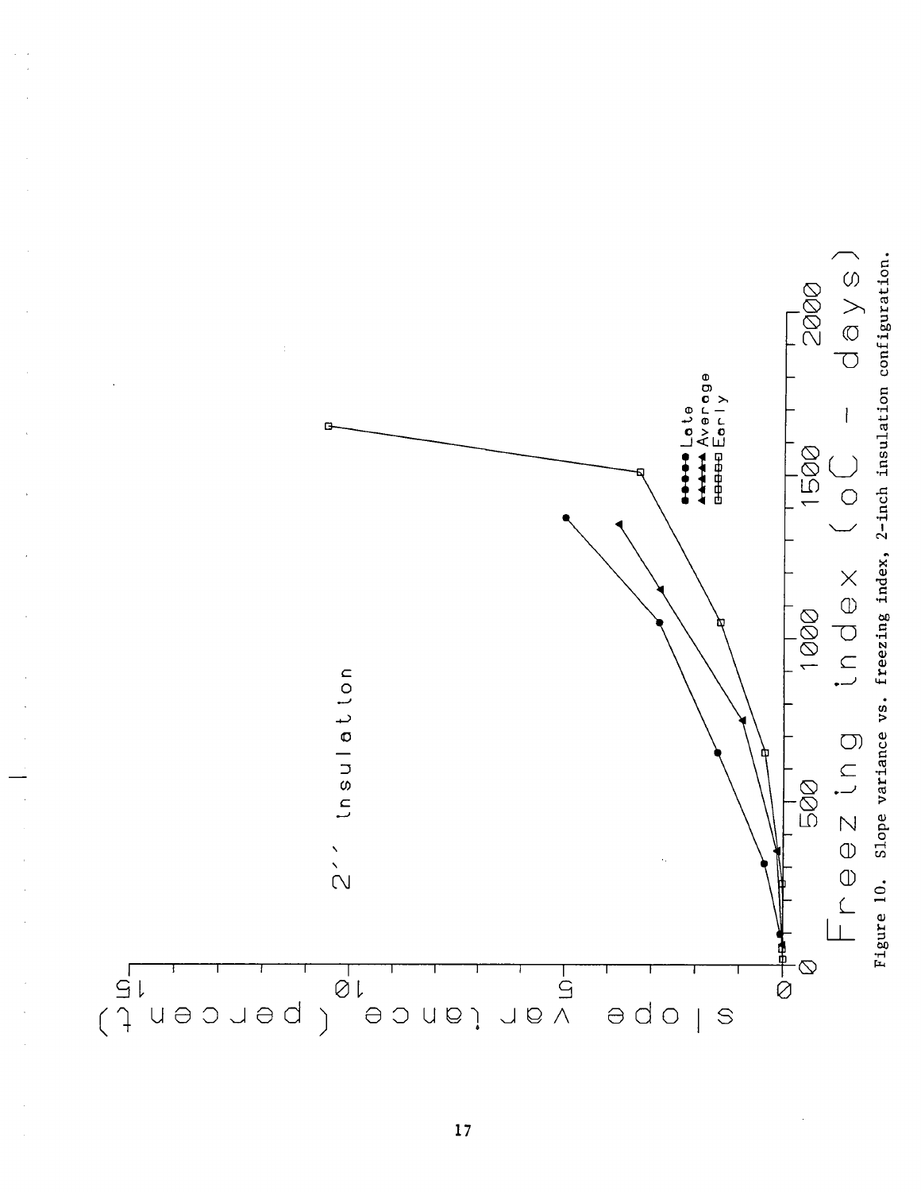2'' Insulation

Figure 10. Slope variance vs. freezing index, 2-inch insulation configuration.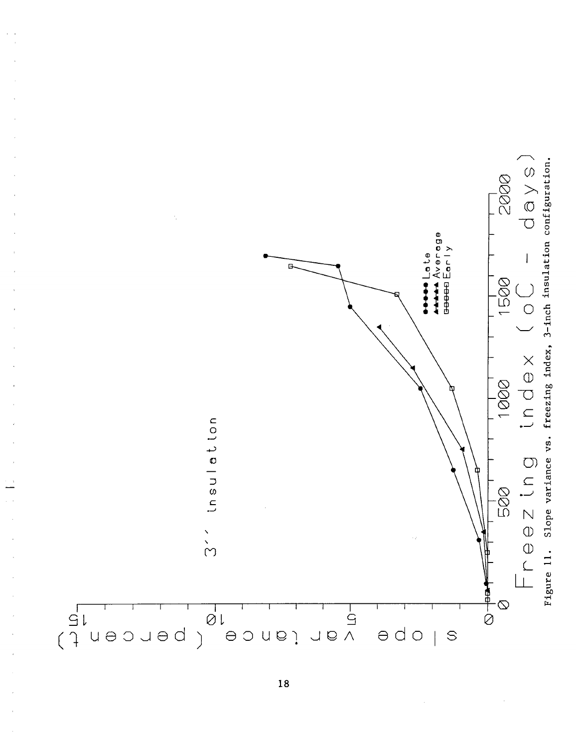Figure 11. Slope variance vs. freezing index, 3-inch insulation configuration.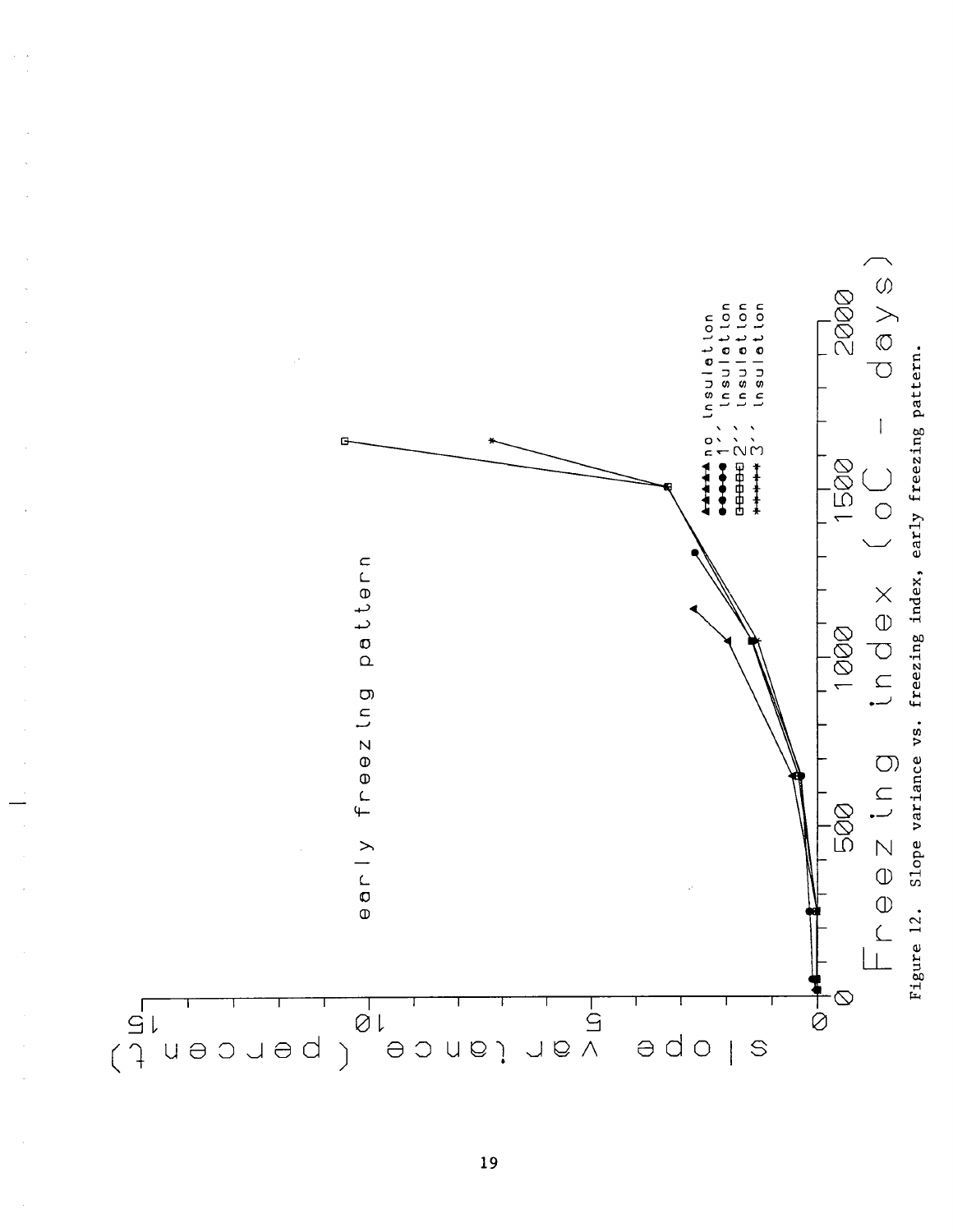Figure 12. Slope variance vs. freezing index, early freezing pattern.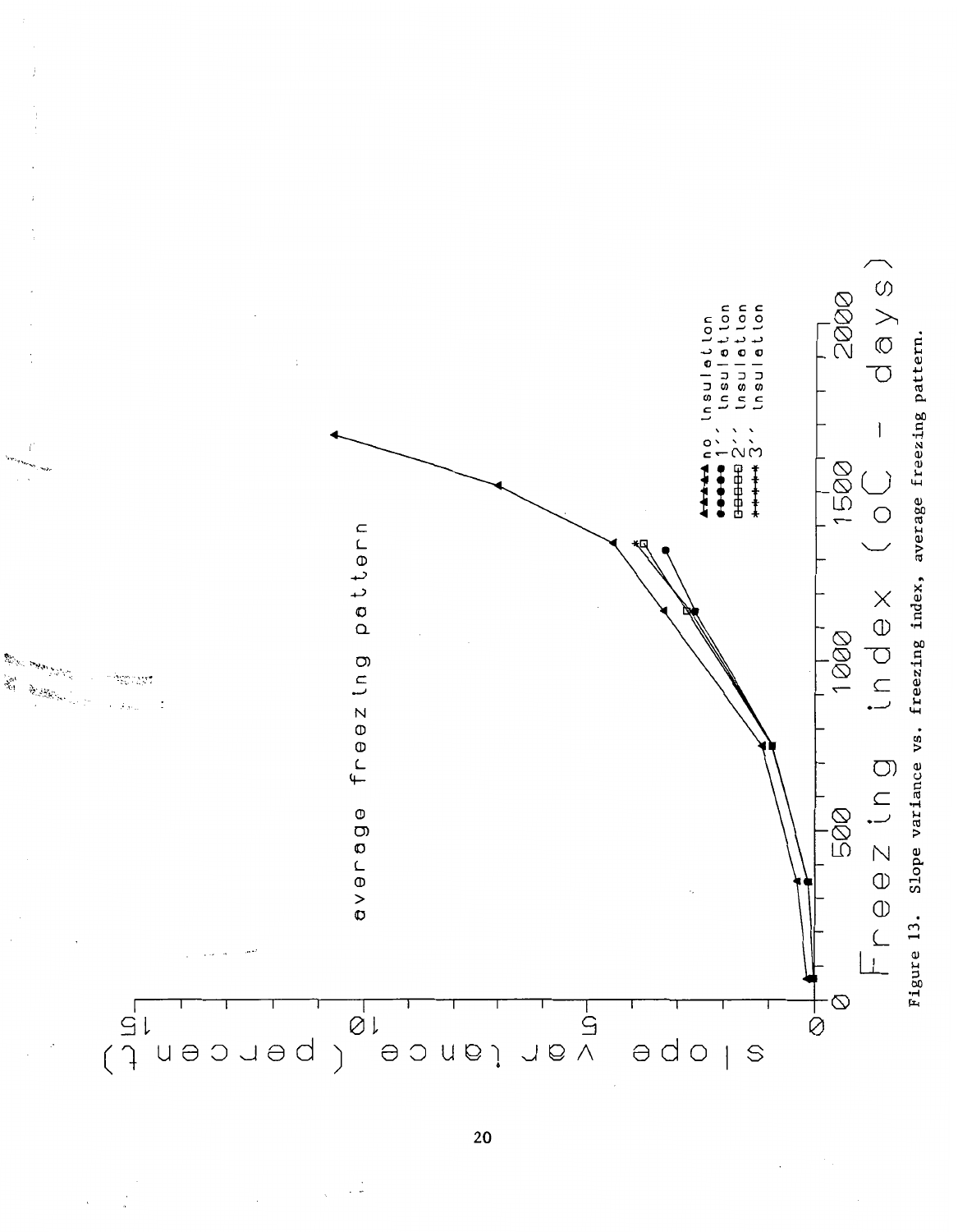Figure 13. Slope variance vs. freezing index, average freezing pattern.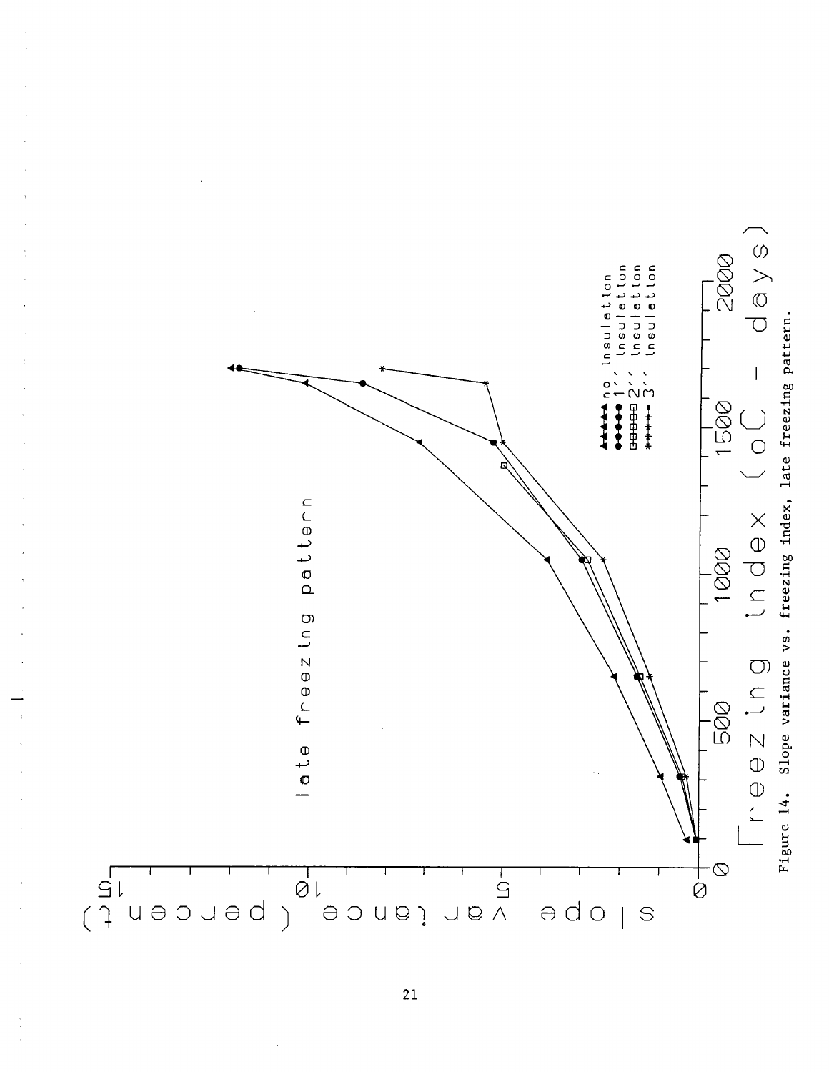Figure 14. Slope variance vs. freezing index, late freezing pattern.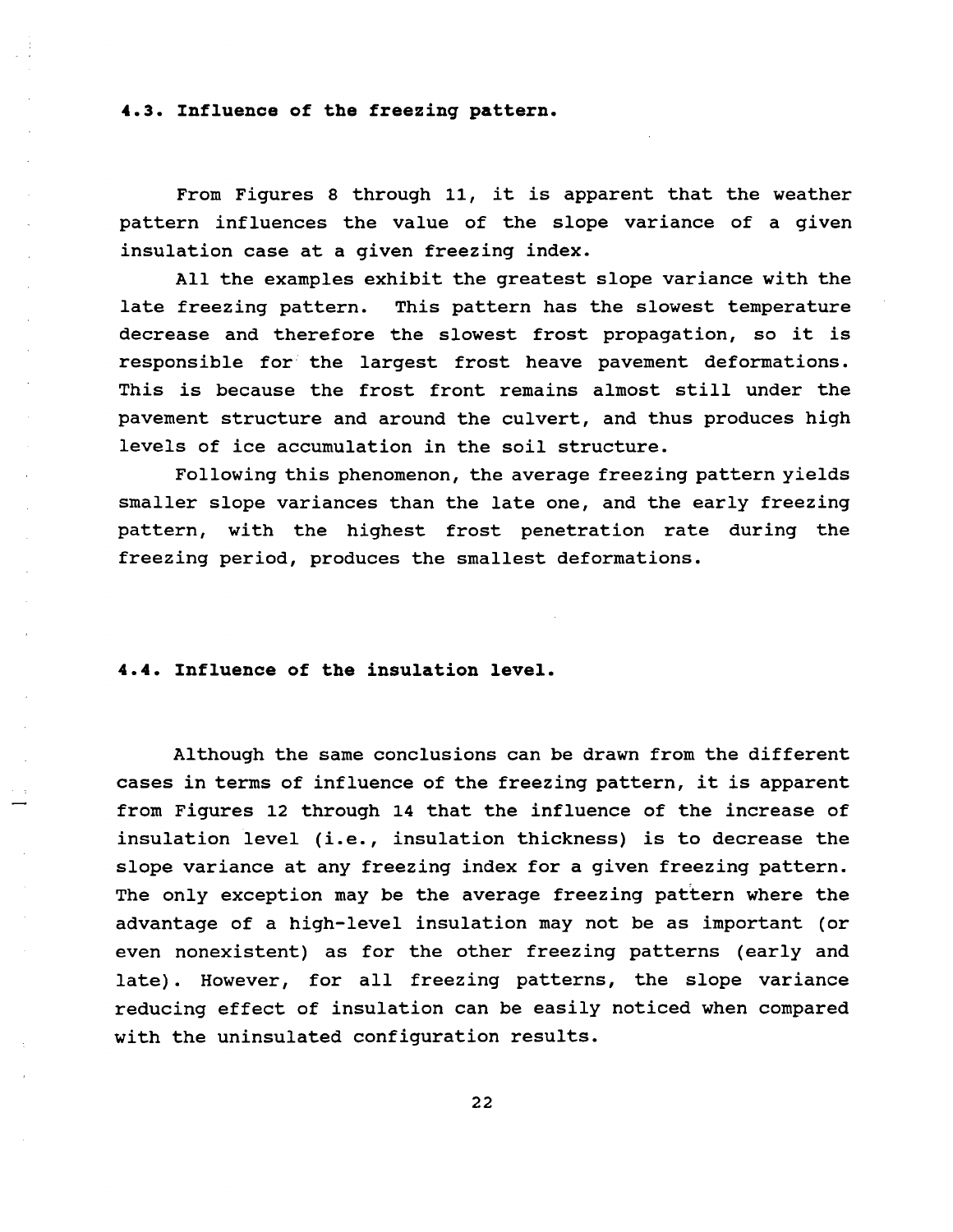### 4.3. Influence of the freezing pattern.

From Figures 8 through 11, it is apparent that the weather pattern influences the value of the slope variance of a given insulation case at a given freezing index.

All the examples exhibit the greatest slope variance with the late freezing pattern. This pattern has the slowest temperature decrease and therefore the slowest frost propagation, so it is responsible for the largest frost heave pavement deformations. This is because the frost front remains almost still under the pavement structure and around the culvert, and thus produces high levels of ice accumulation in the soil structure.

Following this phenomenon, the average freezing pattern yields smaller slope variances than the late one, and the early freezing pattern, with the highest frost penetration rate during the freezing period, produces the smallest deformations.

### 4.4. Influence of the insulation level.

Although the same conclusions can be drawn from the different cases in terms of influence of the freezing pattern, it is apparent from Figures 12 through 14 that the influence of the increase of insulation level (i.e., insulation thickness) is to decrease the slope variance at any freezing index for a given freezing pattern. The only exception may be the average freezing pattern where the advantage of a high-level insulation may not be as important (or even nonexistent) as for the other freezing patterns (early and late). However, for all freezing patterns, the slope variance reducing effect of insulation can be easily noticed when compared with the uninsulated configuration results.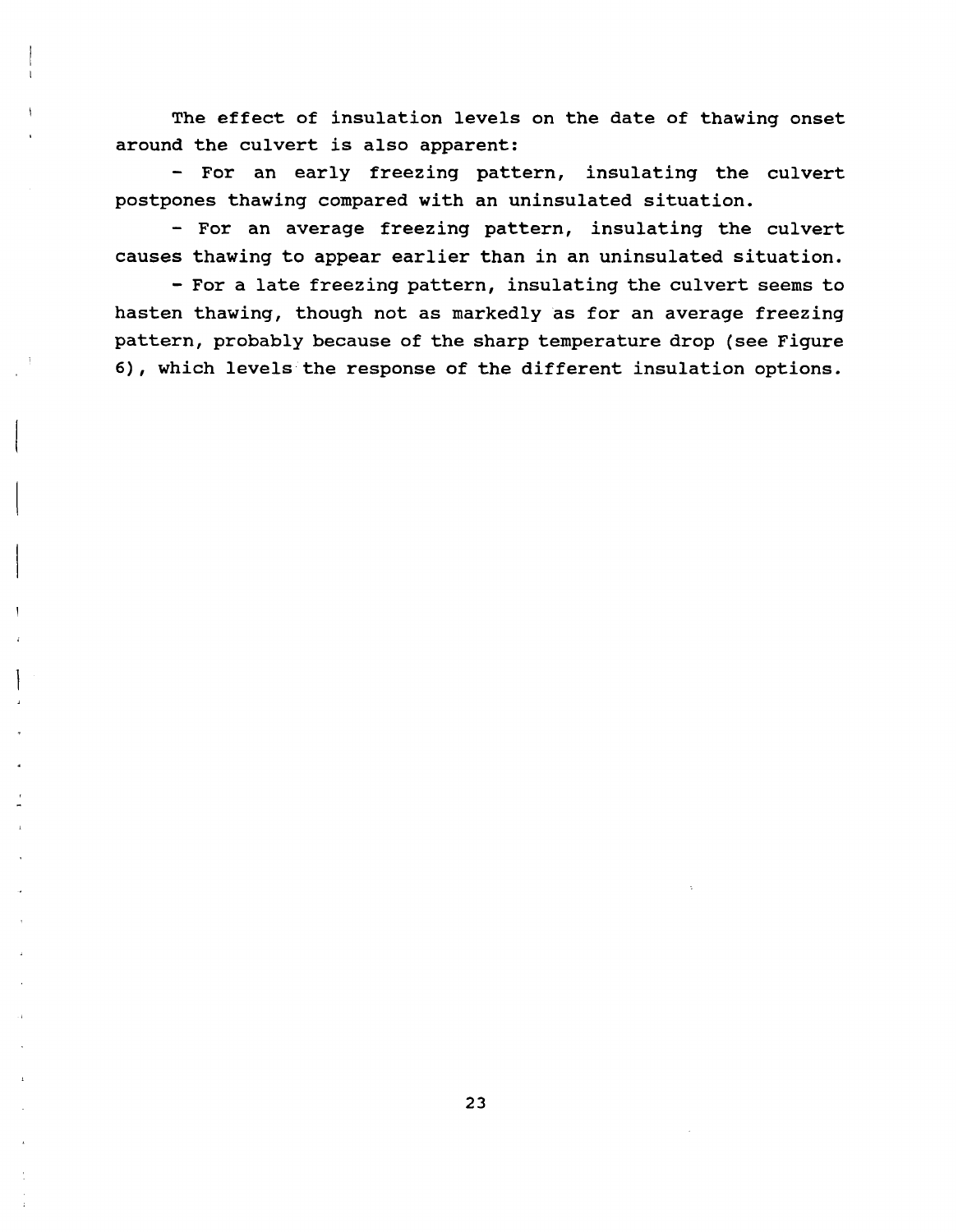The effect of insulation levels on the date of thawing onset around the culvert is also apparent:

- For an early freezing pattern, insulating the culvert postpones thawing compared with an uninsulated situation.
- For an average freezing pattern, insulating the culvert causes thawing to appear earlier than in an uninsulated situation.
- For a late freezing pattern, insulating the culvert seems to hasten thawing, though not as markedly as for an average freezing pattern, probably because of the sharp temperature drop (see Figure 6), which levels the response of the different insulation options.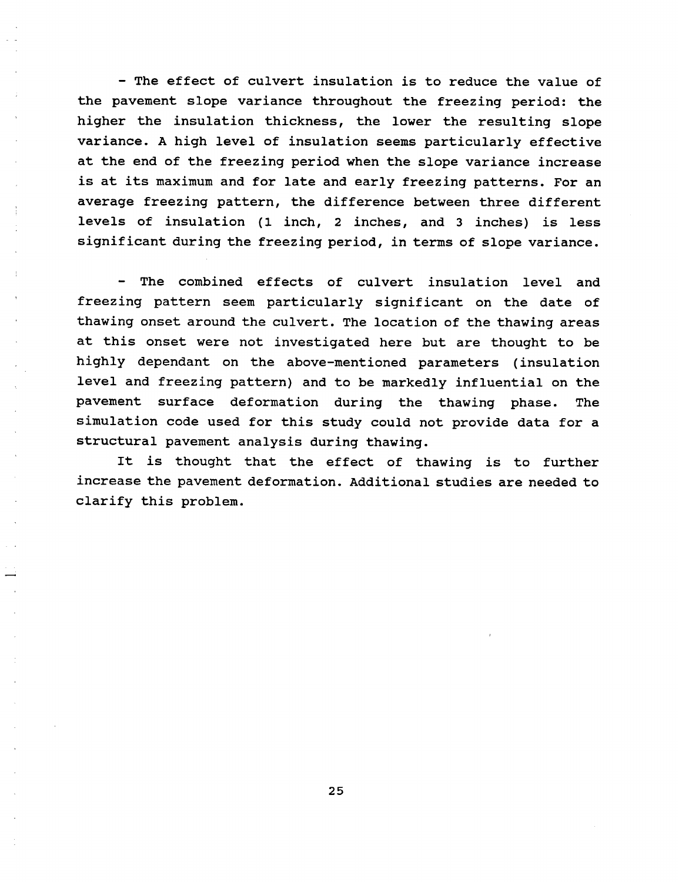- The effect of culvert insulation is to reduce the value of the pavement slope variance throughout the freezing period: the higher the insulation thickness, the lower the resulting slope variance. A high level of insulation seems particularly effective at the end of the freezing period when the slope variance increase is at its maximum and for late and early freezing patterns. For an average freezing pattern, the difference between three different levels of insulation (1 inch, 2 inches, and 3 inches) is less significant during the freezing period, in terms of slope variance.

- The combined effects of culvert insulation level and freezing pattern seem particularly significant on the date of thawing onset around the culvert. The location of the thawing areas at this onset were not investigated here but are thought to be highly dependant on the above-mentioned parameters (insulation level and freezing pattern) and to be markedly influential on the pavement surface deformation during the thawing phase. The simulation code used for this study could not provide data for a structural pavement analysis during thawing.

It is thought that the effect of thawing is to further increase the pavement deformation. Additional studies are needed to clarify this problem.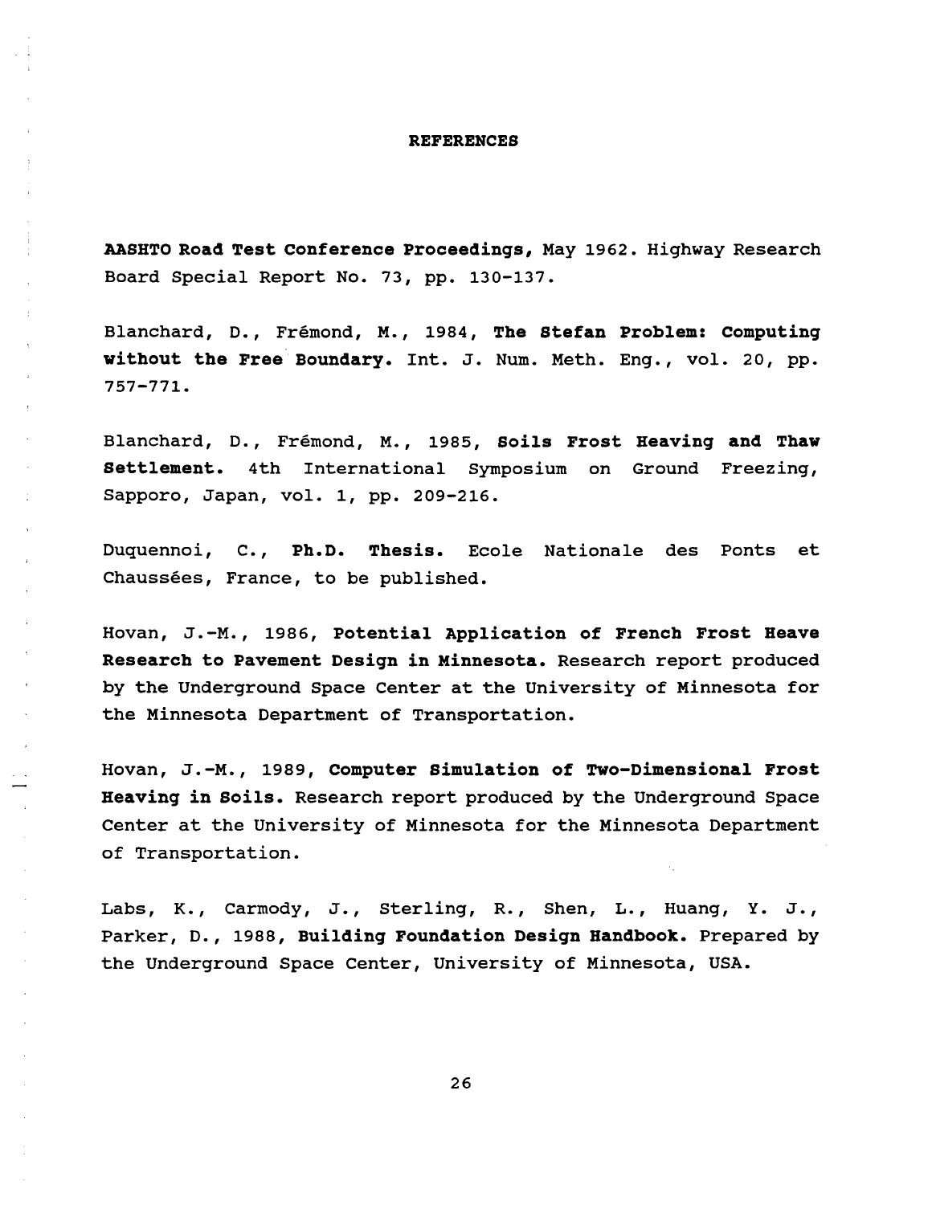# REFERENCES

**AASHTO Road Test Conference Proceedings,** May 1962. Highway Research Board Special Report No. 73, pp. 130-137.

Blanchard, D., Frémond, M., 1984, **The Stefan Problem: Computing without the Free Boundary.** Int. J. Num. Meth. Eng., vol. 20, pp. 757-771.

Blanchard, D., Frémond, M., 1985, **Soils Frost Heaving and Thaw Settlement.** 4th International Symposium on Ground Freezing, Sapporo, Japan, vol. 1, pp. 209-216.

Duquennoi, C., **Ph.D. Thesis.** Ecole Nationale des Ponts et Chaussées, France, to be published.

Hovan, J.-M., 1986, **Potential Application of French Frost Heave Research to Pavement Design in Minnesota.** Research report produced by the Underground Space Center at the University of Minnesota for the Minnesota Department of Transportation.

Hovan, J.-M., 1989, **Computer Simulation of Two-Dimensional Frost Heaving in Soils.** Research report produced by the Underground Space Center at the University of Minnesota for the Minnesota Department of Transportation.

Labs, K., Carmody, J., Sterling, R., Shen, L., Huang, Y. J., Parker, D., 1988, **Building Foundation Design Handbook.** Prepared by the Underground Space Center, University of Minnesota, USA.